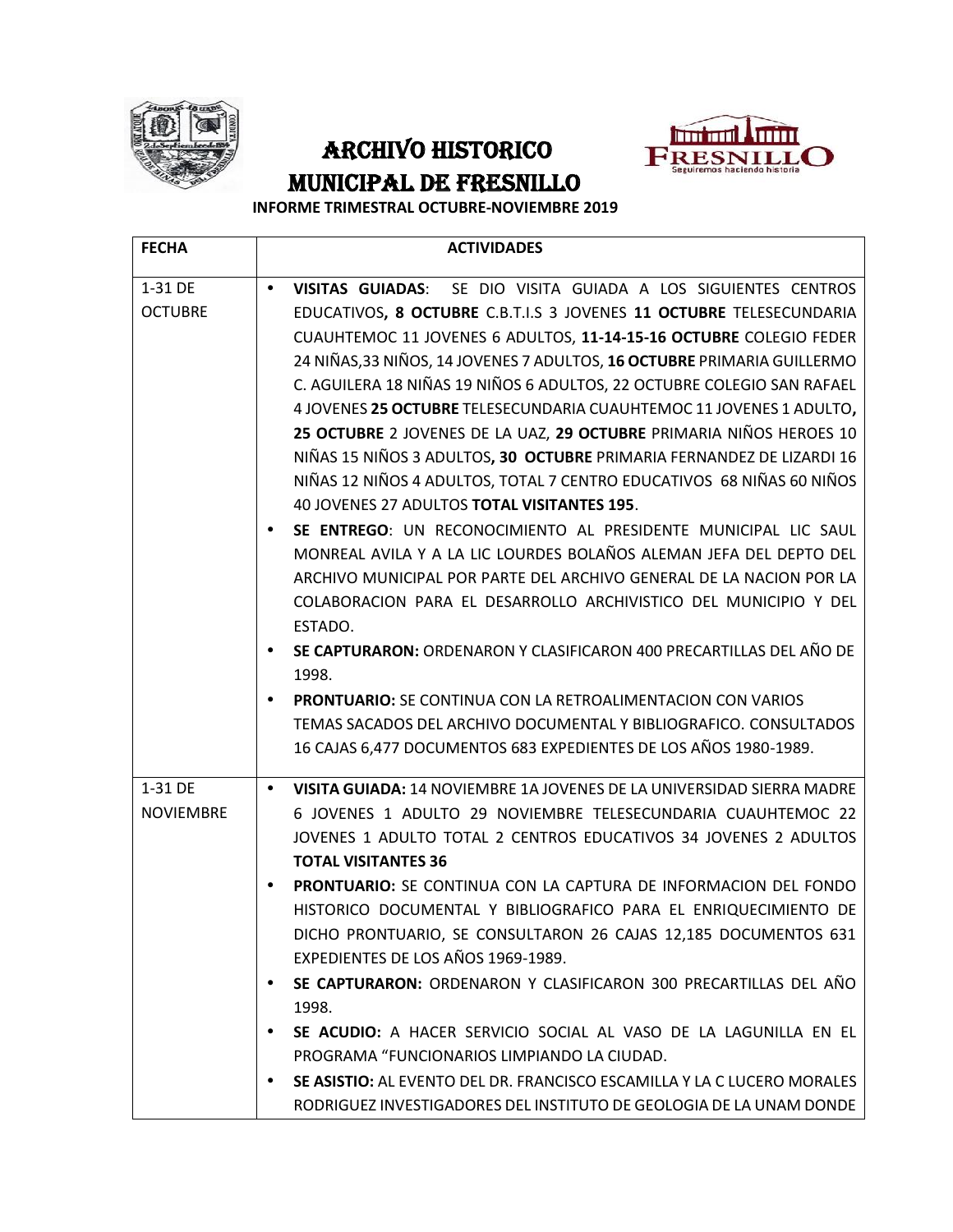# ARCHIVO HISTORICO MUNICIPAL DE FRESNILLO

**INFORME TRIMESTRAL OCTUBRE-NOVIEMBRE 2019**

| FECHA | ACTIVIDADES |
|---|---|
| 1-31 DE OCTUBRE | • **VISITAS GUIADAS**: SE DIO VISITA GUIADA A LOS SIGUIENTES CENTROS EDUCATIVOS**, 8 OCTUBRE** C.B.T.I.S 3 JOVENES **11 OCTUBRE** TELESECUNDARIA CUAUHTEMOC 11 JOVENES 6 ADULTOS, **11-14-15-16 OCTUBRE** COLEGIO FEDER 24 NIÑAS,33 NIÑOS, 14 JOVENES 7 ADULTOS, **16 OCTUBRE** PRIMARIA GUILLERMO C. AGUILERA 18 NIÑAS 19 NIÑOS 6 ADULTOS, 22 OCTUBRE COLEGIO SAN RAFAEL 4 JOVENES **25 OCTUBRE** TELESECUNDARIA CUAUHTEMOC 11 JOVENES 1 ADULTO**, 25 OCTUBRE** 2 JOVENES DE LA UAZ, **29 OCTUBRE** PRIMARIA NIÑOS HEROES 10 NIÑAS 15 NIÑOS 3 ADULTOS**, 30 OCTUBRE** PRIMARIA FERNANDEZ DE LIZARDI 16 NIÑAS 12 NIÑOS 4 ADULTOS, TOTAL 7 CENTRO EDUCATIVOS 68 NIÑAS 60 NIÑOS 40 JOVENES 27 ADULTOS **TOTAL VISITANTES 195**.<br>• **SE ENTREGO**: UN RECONOCIMIENTO AL PRESIDENTE MUNICIPAL LIC SAUL MONREAL AVILA Y A LA LIC LOURDES BOLAÑOS ALEMAN JEFA DEL DEPTO DEL ARCHIVO MUNICIPAL POR PARTE DEL ARCHIVO GENERAL DE LA NACION POR LA COLABORACION PARA EL DESARROLLO ARCHIVISTICO DEL MUNICIPIO Y DEL ESTADO.<br>• **SE CAPTURARON:** ORDENARON Y CLASIFICARON 400 PRECARTILLAS DEL AÑO DE 1998.<br>• **PRONTUARIO:** SE CONTINUA CON LA RETROALIMENTACION CON VARIOS TEMAS SACADOS DEL ARCHIVO DOCUMENTAL Y BIBLIOGRAFICO. CONSULTADOS 16 CAJAS 6,477 DOCUMENTOS 683 EXPEDIENTES DE LOS AÑOS 1980-1989. |
| 1-31 DE NOVIEMBRE | • **VISITA GUIADA:** 14 NOVIEMBRE 1A JOVENES DE LA UNIVERSIDAD SIERRA MADRE 6 JOVENES 1 ADULTO 29 NOVIEMBRE TELESECUNDARIA CUAUHTEMOC 22 JOVENES 1 ADULTO TOTAL 2 CENTROS EDUCATIVOS 34 JOVENES 2 ADULTOS **TOTAL VISITANTES 36**<br>• **PRONTUARIO:** SE CONTINUA CON LA CAPTURA DE INFORMACION DEL FONDO HISTORICO DOCUMENTAL Y BIBLIOGRAFICO PARA EL ENRIQUECIMIENTO DE DICHO PRONTUARIO, SE CONSULTARON 26 CAJAS 12,185 DOCUMENTOS 631 EXPEDIENTES DE LOS AÑOS 1969-1989.<br>• **SE CAPTURARON:** ORDENARON Y CLASIFICARON 300 PRECARTILLAS DEL AÑO 1998.<br>• **SE ACUDIO:** A HACER SERVICIO SOCIAL AL VASO DE LA LAGUNILLA EN EL PROGRAMA "FUNCIONARIOS LIMPIANDO LA CIUDAD.<br>• **SE ASISTIO:** AL EVENTO DEL DR. FRANCISCO ESCAMILLA Y LA C LUCERO MORALES RODRIGUEZ INVESTIGADORES DEL INSTITUTO DE GEOLOGIA DE LA UNAM DONDE |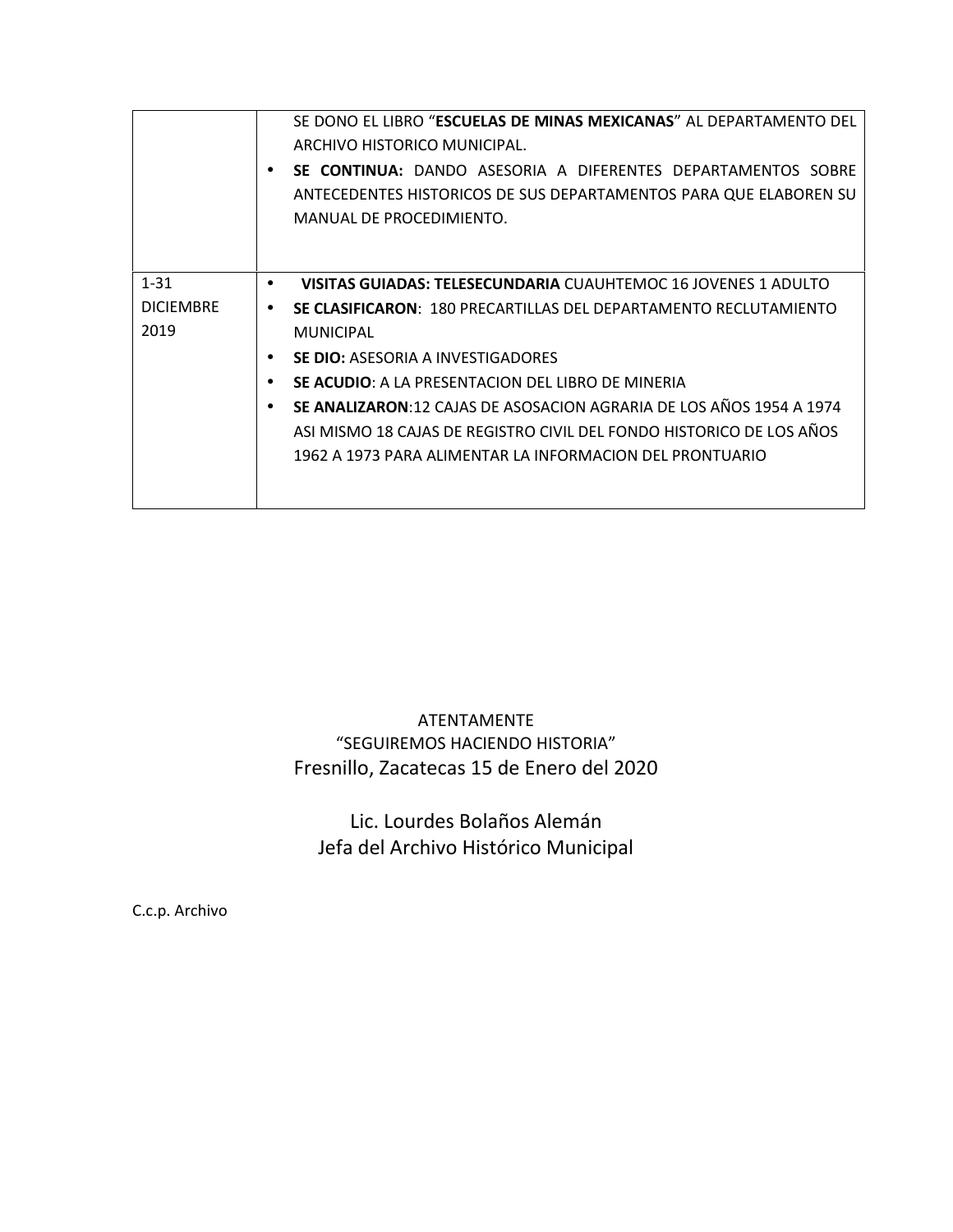| | |
|---|---|
| | SE DONO EL LIBRO "**ESCUELAS DE MINAS MEXICANAS**" AL DEPARTAMENTO DEL ARCHIVO HISTORICO MUNICIPAL.<br>• **SE CONTINUA:** DANDO ASESORIA A DIFERENTES DEPARTAMENTOS SOBRE ANTECEDENTES HISTORICOS DE SUS DEPARTAMENTOS PARA QUE ELABOREN SU MANUAL DE PROCEDIMIENTO. |
| 1-31 DICIEMBRE 2019 | • **VISITAS GUIADAS: TELESECUNDARIA** CUAUHTEMOC 16 JOVENES 1 ADULTO<br>• **SE CLASIFICARON**: 180 PRECARTILLAS DEL DEPARTAMENTO RECLUTAMIENTO MUNICIPAL<br>• **SE DIO:** ASESORIA A INVESTIGADORES<br>• **SE ACUDIO**: A LA PRESENTACION DEL LIBRO DE MINERIA<br>• **SE ANALIZARON**:12 CAJAS DE ASOSACION AGRARIA DE LOS AÑOS 1954 A 1974 ASI MISMO 18 CAJAS DE REGISTRO CIVIL DEL FONDO HISTORICO DE LOS AÑOS 1962 A 1973 PARA ALIMENTAR LA INFORMACION DEL PRONTUARIO |

ATENTAMENTE
"SEGUIREMOS HACIENDO HISTORIA"
Fresnillo, Zacatecas 15 de Enero del 2020

Lic. Lourdes Bolaños Alemán
Jefa del Archivo Histórico Municipal

C.c.p. Archivo